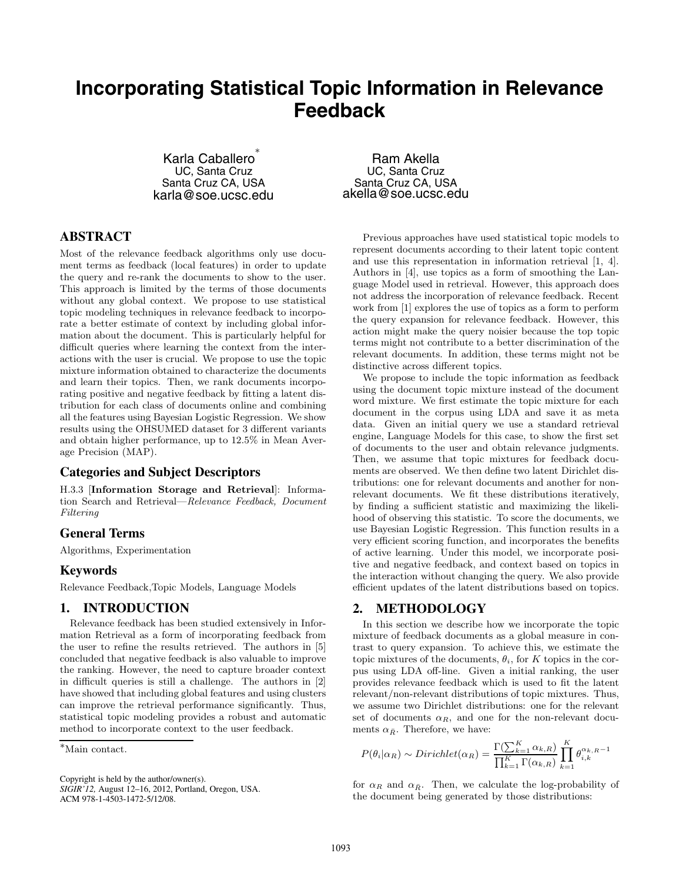# Incorporating Statistical Topic Information in Relevance Feedback

Karla Caballero[*]
UC, Santa Cruz
Santa Cruz CA, USA
karla@soe.ucsc.edu

Ram Akella
UC, Santa Cruz
Santa Cruz CA, USA
akella@soe.ucsc.edu

## ABSTRACT

Most of the relevance feedback algorithms only use document terms as feedback (local features) in order to update the query and re-rank the documents to show to the user. This approach is limited by the terms of those documents without any global context. We propose to use statistical topic modeling techniques in relevance feedback to incorporate a better estimate of context by including global information about the document. This is particularly helpful for difficult queries where learning the context from the interactions with the user is crucial. We propose to use the topic mixture information obtained to characterize the documents and learn their topics. Then, we rank documents incorporating positive and negative feedback by fitting a latent distribution for each class of documents online and combining all the features using Bayesian Logistic Regression. We show results using the OHSUMED dataset for 3 different variants and obtain higher performance, up to 12.5% in Mean Average Precision (MAP).

### Categories and Subject Descriptors

H.3.3 [**Information Storage and Retrieval**]: Information Search and Retrieval—*Relevance Feedback, Document Filtering*

### General Terms

Algorithms, Experimentation

### Keywords

Relevance Feedback,Topic Models, Language Models

## 1. INTRODUCTION

Relevance feedback has been studied extensively in Information Retrieval as a form of incorporating feedback from the user to refine the results retrieved. The authors in [5] concluded that negative feedback is also valuable to improve the ranking. However, the need to capture broader context in difficult queries is still a challenge. The authors in [2] have showed that including global features and using clusters can improve the retrieval performance significantly. Thus, statistical topic modeling provides a robust and automatic method to incorporate context to the user feedback.

[*]Main contact.

Copyright is held by the author/owner(s).
*SIGIR'12,* August 12–16, 2012, Portland, Oregon, USA.
ACM 978-1-4503-1472-5/12/08.

Previous approaches have used statistical topic models to represent documents according to their latent topic content and use this representation in information retrieval [1, 4]. Authors in [4], use topics as a form of smoothing the Language Model used in retrieval. However, this approach does not address the incorporation of relevance feedback. Recent work from [1] explores the use of topics as a form to perform the query expansion for relevance feedback. However, this action might make the query noisier because the top topic terms might not contribute to a better discrimination of the relevant documents. In addition, these terms might not be distinctive across different topics.

We propose to include the topic information as feedback using the document topic mixture instead of the document word mixture. We first estimate the topic mixture for each document in the corpus using LDA and save it as meta data. Given an initial query we use a standard retrieval engine, Language Models for this case, to show the first set of documents to the user and obtain relevance judgments. Then, we assume that topic mixtures for feedback documents are observed. We then define two latent Dirichlet distributions: one for relevant documents and another for non-relevant documents. We fit these distributions iteratively, by finding a sufficient statistic and maximizing the likelihood of observing this statistic. To score the documents, we use Bayesian Logistic Regression. This function results in a very efficient scoring function, and incorporates the benefits of active learning. Under this model, we incorporate positive and negative feedback, and context based on topics in the interaction without changing the query. We also provide efficient updates of the latent distributions based on topics.

## 2. METHODOLOGY

In this section we describe how we incorporate the topic mixture of feedback documents as a global measure in contrast to query expansion. To achieve this, we estimate the topic mixtures of the documents, $\theta_i$, for $K$ topics in the corpus using LDA off-line. Given a initial ranking, the user provides relevance feedback which is used to fit the latent relevant/non-relevant distributions of topic mixtures. Thus, we assume two Dirichlet distributions: one for the relevant set of documents $\alpha_R$, and one for the non-relevant documents $\alpha_{\bar{R}}$. Therefore, we have:

$$P(\theta_i|\alpha_R) \sim Dirichlet(\alpha_R) = \frac{\Gamma(\sum_{k=1}^{K} \alpha_{k,R})}{\prod_{k=1}^{K} \Gamma(\alpha_{k,R})} \prod_{k=1}^{K} \theta_{i,k}^{\alpha_{k,R}-1}$$

for $\alpha_R$ and $\alpha_{\bar{R}}$. Then, we calculate the log-probability of the document being generated by those distributions: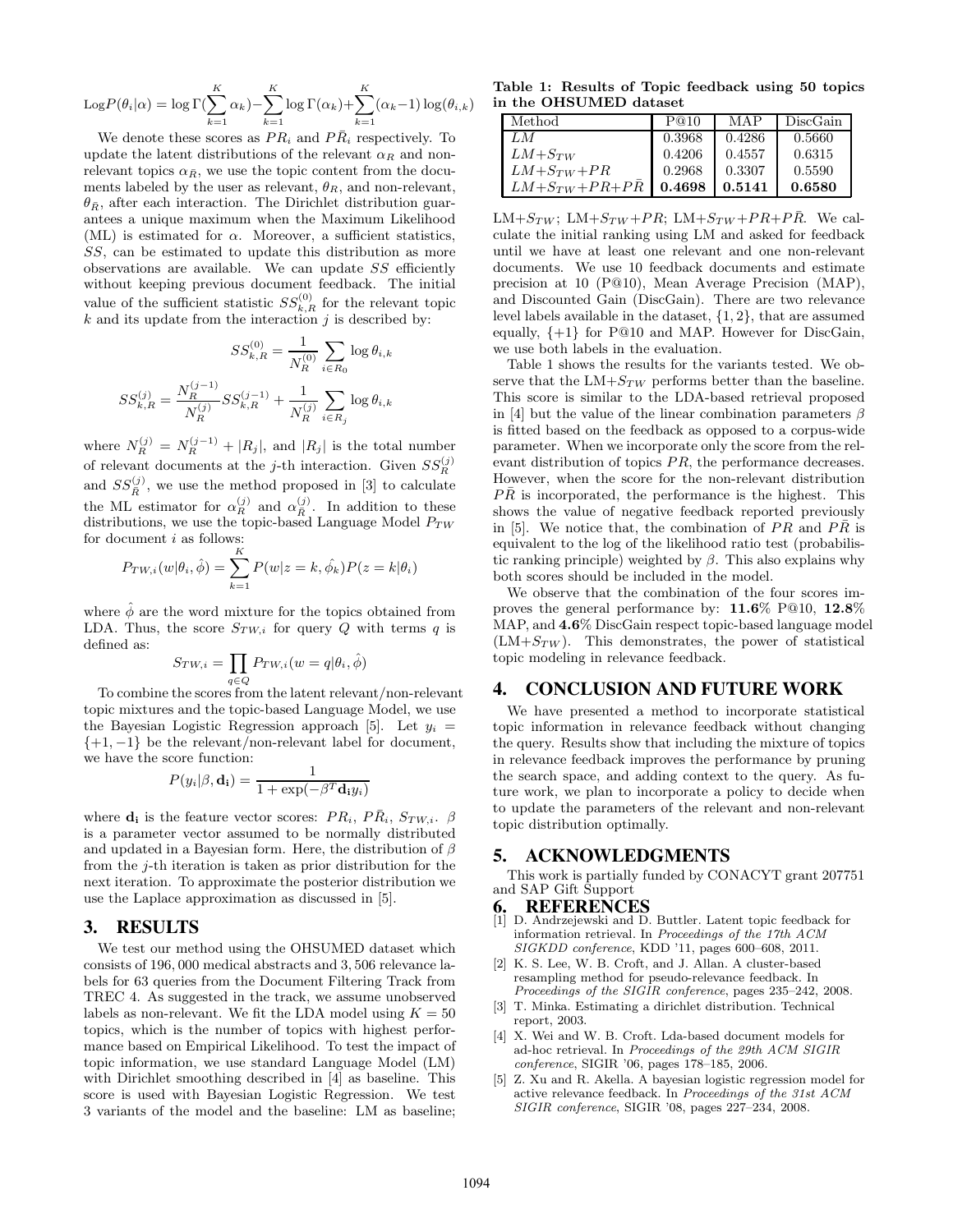$$\text{Log}P(\theta_i|\alpha) = \log\Gamma(\sum_{k=1}^{K}\alpha_k) - \sum_{k=1}^{K}\log\Gamma(\alpha_k) + \sum_{k=1}^{K}(\alpha_k - 1)\log(\theta_{i,k})$$

We denote these scores as $PR_i$ and $P\bar{R}_i$ respectively. To update the latent distributions of the relevant $\alpha_R$ and non-relevant topics $\alpha_{\bar{R}}$, we use the topic content from the documents labeled by the user as relevant, $\theta_R$, and non-relevant, $\theta_{\bar{R}}$, after each interaction. The Dirichlet distribution guarantees a unique maximum when the Maximum Likelihood (ML) is estimated for $\alpha$. Moreover, a sufficient statistics, $SS$, can be estimated to update this distribution as more observations are available. We can update $SS$ efficiently without keeping previous document feedback. The initial value of the sufficient statistic $SS_{k,R}^{(0)}$ for the relevant topic $k$ and its update from the interaction $j$ is described by:

$$SS_{k,R}^{(0)} = \frac{1}{N_R^{(0)}} \sum_{i \in R_0} \log\theta_{i,k}$$

$$SS_{k,R}^{(j)} = \frac{N_R^{(j-1)}}{N_R^{(j)}} SS_{k,R}^{(j-1)} + \frac{1}{N_R^{(j)}} \sum_{i \in R_j} \log\theta_{i,k}$$

where $N_R^{(j)} = N_R^{(j-1)} + |R_j|$, and $|R_j|$ is the total number of relevant documents at the $j$-th interaction. Given $SS_R^{(j)}$ and $SS_{\bar{R}}^{(j)}$, we use the method proposed in [3] to calculate the ML estimator for $\alpha_R^{(j)}$ and $\alpha_{\bar{R}}^{(j)}$. In addition to these distributions, we use the topic-based Language Model $P_{TW}$ for document $i$ as follows:

$$P_{TW,i}(w|\theta_i, \hat{\phi}) = \sum_{k=1}^{K} P(w|z=k, \hat{\phi_k}) P(z=k|\theta_i)$$

where $\hat{\phi}$ are the word mixture for the topics obtained from LDA. Thus, the score $S_{TW,i}$ for query $Q$ with terms $q$ is defined as:

$$S_{TW,i} = \prod_{q \in Q} P_{TW,i}(w=q|\theta_i, \hat{\phi})$$

To combine the scores from the latent relevant/non-relevant topic mixtures and the topic-based Language Model, we use the Bayesian Logistic Regression approach [5]. Let $y_i = \{+1, -1\}$ be the relevant/non-relevant label for document, we have the score function:

$$P(y_i|\beta, \mathbf{d_i}) = \frac{1}{1 + \exp(-\beta^T \mathbf{d_i} y_i)}$$

where $\mathbf{d_i}$ is the feature vector scores: $PR_i$, $P\bar{R}_i$, $S_{TW,i}$. $\beta$ is a parameter vector assumed to be normally distributed and updated in a Bayesian form. Here, the distribution of $\beta$ from the $j$-th iteration is taken as prior distribution for the next iteration. To approximate the posterior distribution we use the Laplace approximation as discussed in [5].

# 3. RESULTS

We test our method using the OHSUMED dataset which consists of 196,000 medical abstracts and 3,506 relevance labels for 63 queries from the Document Filtering Track from TREC 4. As suggested in the track, we assume unobserved labels as non-relevant. We fit the LDA model using $K = 50$ topics, which is the number of topics with highest performance based on Empirical Likelihood. To test the impact of topic information, we use standard Language Model (LM) with Dirichlet smoothing described in [4] as baseline. This score is used with Bayesian Logistic Regression. We test 3 variants of the model and the baseline: LM as baseline; LM+$S_{TW}$; LM+$S_{TW}$+$PR$; LM+$S_{TW}$+$PR$+$P\bar{R}$. We calculate the initial ranking using LM and asked for feedback until we have at least one relevant and one non-relevant documents. We use 10 feedback documents and estimate precision at 10 (P@10), Mean Average Precision (MAP), and Discounted Gain (DiscGain). There are two relevance level labels available in the dataset, $\{1, 2\}$, that are assumed equally, $\{+1\}$ for P@10 and MAP. However for DiscGain, we use both labels in the evaluation.

**Table 1: Results of Topic feedback using 50 topics in the OHSUMED dataset**

| Method | P@10 | MAP | DiscGain |
|---|---|---|---|
| *LM* | 0.3968 | 0.4286 | 0.5660 |
| *LM*+$S_{TW}$ | 0.4206 | 0.4557 | 0.6315 |
| *LM*+$S_{TW}$+*PR* | 0.2968 | 0.3307 | 0.5590 |
| *LM*+$S_{TW}$+*PR*+$P\bar{R}$ | **0.4698** | **0.5141** | **0.6580** |

Table 1 shows the results for the variants tested. We observe that the LM+$S_{TW}$ performs better than the baseline. This score is similar to the LDA-based retrieval proposed in [4] but the value of the linear combination parameters $\beta$ is fitted based on the feedback as opposed to a corpus-wide parameter. When we incorporate only the score from the relevant distribution of topics $PR$, the performance decreases. However, when the score for the non-relevant distribution $P\bar{R}$ is incorporated, the performance is the highest. This shows the value of negative feedback reported previously in [5]. We notice that, the combination of $PR$ and $P\bar{R}$ is equivalent to the log of the likelihood ratio test (probabilistic ranking principle) weighted by $\beta$. This also explains why both scores should be included in the model.

We observe that the combination of the four scores improves the general performance by: **11.6**% P@10, **12.8**% MAP, and **4.6**% DiscGain respect topic-based language model (LM+$S_{TW}$). This demonstrates, the power of statistical topic modeling in relevance feedback.

# 4. CONCLUSION AND FUTURE WORK

We have presented a method to incorporate statistical topic information in relevance feedback without changing the query. Results show that including the mixture of topics in relevance feedback improves the performance by pruning the search space, and adding context to the query. As future work, we plan to incorporate a policy to decide when to update the parameters of the relevant and non-relevant topic distribution optimally.

# 5. ACKNOWLEDGMENTS

This work is partially funded by CONACYT grant 207751 and SAP Gift Support

# 6. REFERENCES

[1] D. Andrzejewski and D. Buttler. Latent topic feedback for information retrieval. In *Proceedings of the 17th ACM SIGKDD conference*, KDD '11, pages 600–608, 2011.

[2] K. S. Lee, W. B. Croft, and J. Allan. A cluster-based resampling method for pseudo-relevance feedback. In *Proceedings of the SIGIR conference*, pages 235–242, 2008.

[3] T. Minka. Estimating a dirichlet distribution. Technical report, 2003.

[4] X. Wei and W. B. Croft. Lda-based document models for ad-hoc retrieval. In *Proceedings of the 29th ACM SIGIR conference*, SIGIR '06, pages 178–185, 2006.

[5] Z. Xu and R. Akella. A bayesian logistic regression model for active relevance feedback. In *Proceedings of the 31st ACM SIGIR conference*, SIGIR '08, pages 227–234, 2008.